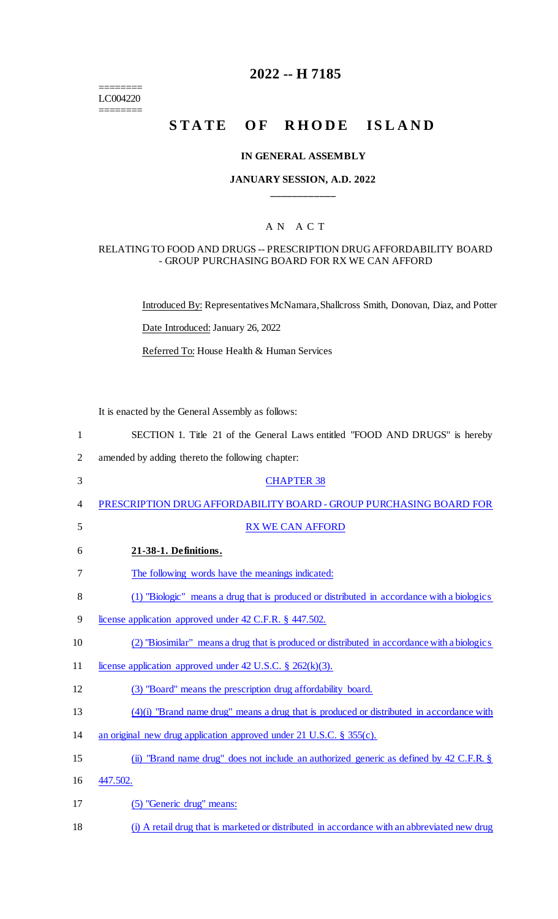# 2022 -- H 7185

========
LC004220
========

## STATE OF RHODE ISLAND

### IN GENERAL ASSEMBLY

### JANUARY SESSION, A.D. 2022

____________

A N A C T

RELATING TO FOOD AND DRUGS -- PRESCRIPTION DRUG AFFORDABILITY BOARD - GROUP PURCHASING BOARD FOR RX WE CAN AFFORD

Introduced By: Representatives McNamara, Shallcross Smith, Donovan, Diaz, and Potter

Date Introduced: January 26, 2022

Referred To: House Health & Human Services

It is enacted by the General Assembly as follows:

1 SECTION 1. Title 21 of the General Laws entitled "FOOD AND DRUGS" is hereby
2 amended by adding thereto the following chapter:

3 CHAPTER 38

4 PRESCRIPTION DRUG AFFORDABILITY BOARD - GROUP PURCHASING BOARD FOR
5 RX WE CAN AFFORD

6 **21-38-1. Definitions.**

7 The following words have the meanings indicated:

8 (1) "Biologic" means a drug that is produced or distributed in accordance with a biologics
9 license application approved under 42 C.F.R. § 447.502.

10 (2) "Biosimilar" means a drug that is produced or distributed in accordance with a biologics
11 license application approved under 42 U.S.C. § 262(k)(3).

12 (3) "Board" means the prescription drug affordability board.

13 (4)(i) "Brand name drug" means a drug that is produced or distributed in accordance with
14 an original new drug application approved under 21 U.S.C. § 355(c).

15 (ii) "Brand name drug" does not include an authorized generic as defined by 42 C.F.R. §
16 447.502.

17 (5) "Generic drug" means:

18 (i) A retail drug that is marketed or distributed in accordance with an abbreviated new drug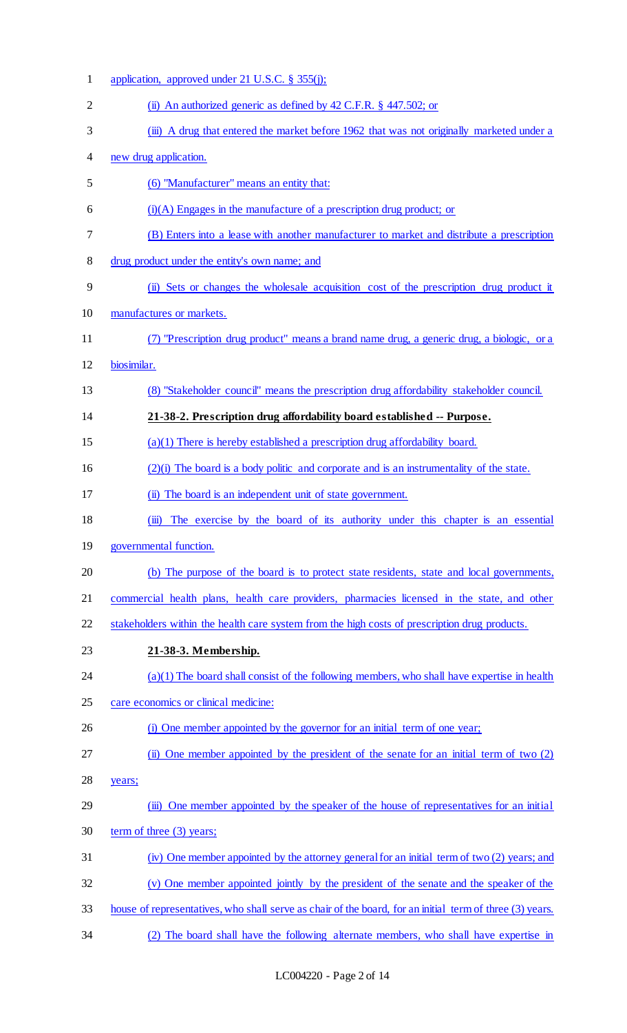application, approved under 21 U.S.C. § 355(j);

(ii) An authorized generic as defined by 42 C.F.R. § 447.502; or

(iii) A drug that entered the market before 1962 that was not originally marketed under a new drug application.

(6) "Manufacturer" means an entity that:

(i)(A) Engages in the manufacture of a prescription drug product; or

(B) Enters into a lease with another manufacturer to market and distribute a prescription drug product under the entity's own name; and

(ii) Sets or changes the wholesale acquisition cost of the prescription drug product it manufactures or markets.

(7) "Prescription drug product" means a brand name drug, a generic drug, a biologic, or a biosimilar.

(8) "Stakeholder council" means the prescription drug affordability stakeholder council.

**21-38-2. Prescription drug affordability board established -- Purpose.**

(a)(1) There is hereby established a prescription drug affordability board.

(2)(i) The board is a body politic and corporate and is an instrumentality of the state.

(ii) The board is an independent unit of state government.

(iii) The exercise by the board of its authority under this chapter is an essential governmental function.

(b) The purpose of the board is to protect state residents, state and local governments, commercial health plans, health care providers, pharmacies licensed in the state, and other stakeholders within the health care system from the high costs of prescription drug products.

**21-38-3. Membership.**

(a)(1) The board shall consist of the following members, who shall have expertise in health care economics or clinical medicine:

(i) One member appointed by the governor for an initial term of one year;

(ii) One member appointed by the president of the senate for an initial term of two (2) years;

(iii) One member appointed by the speaker of the house of representatives for an initial term of three (3) years;

(iv) One member appointed by the attorney general for an initial term of two (2) years; and

(v) One member appointed jointly by the president of the senate and the speaker of the house of representatives, who shall serve as chair of the board, for an initial term of three (3) years.

(2) The board shall have the following alternate members, who shall have expertise in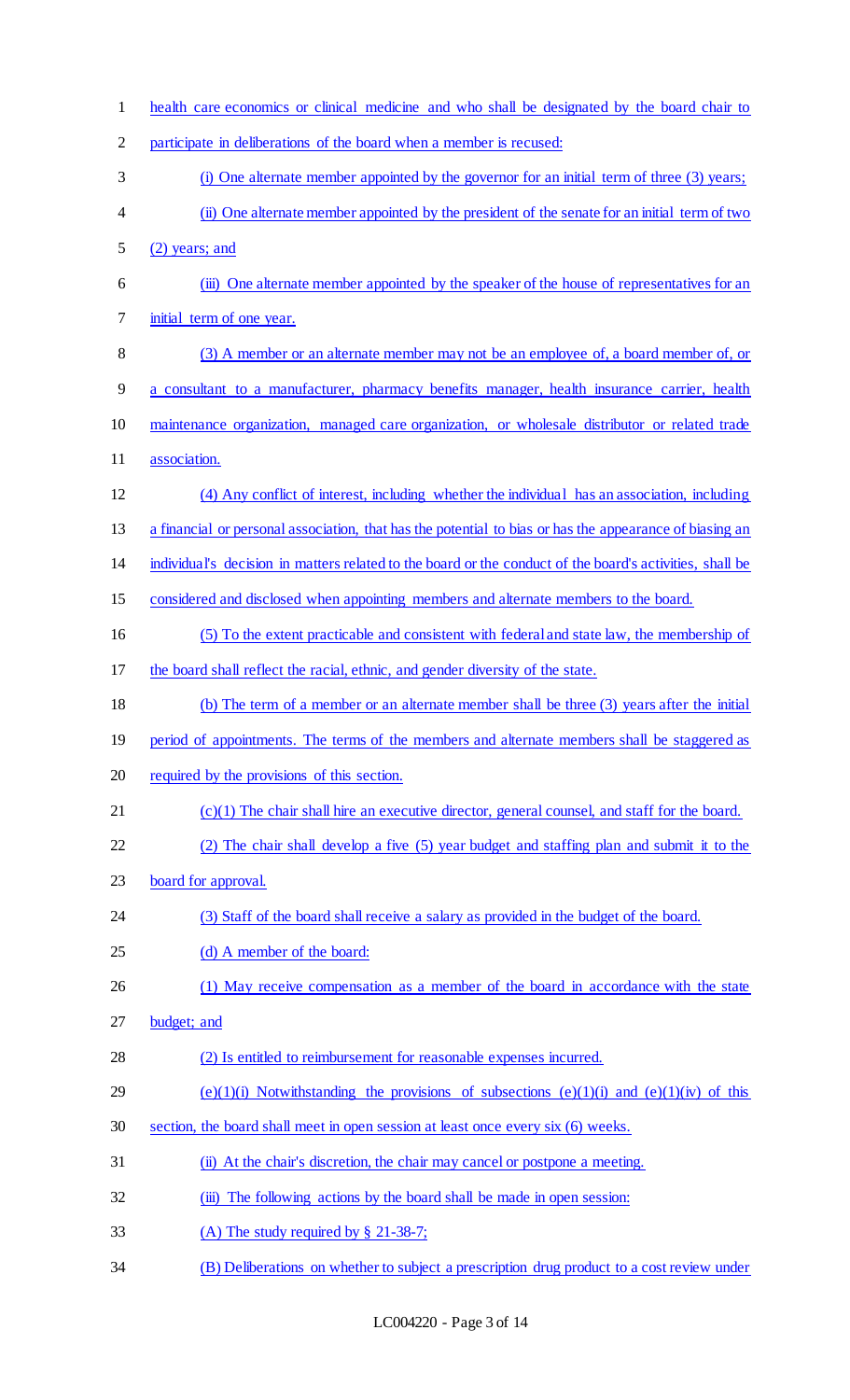health care economics or clinical medicine and who shall be designated by the board chair to participate in deliberations of the board when a member is recused:

(i) One alternate member appointed by the governor for an initial term of three (3) years;

(ii) One alternate member appointed by the president of the senate for an initial term of two (2) years; and

(iii) One alternate member appointed by the speaker of the house of representatives for an initial term of one year.

(3) A member or an alternate member may not be an employee of, a board member of, or a consultant to a manufacturer, pharmacy benefits manager, health insurance carrier, health maintenance organization, managed care organization, or wholesale distributor or related trade association.

(4) Any conflict of interest, including whether the individual has an association, including a financial or personal association, that has the potential to bias or has the appearance of biasing an individual's decision in matters related to the board or the conduct of the board's activities, shall be considered and disclosed when appointing members and alternate members to the board.

(5) To the extent practicable and consistent with federal and state law, the membership of the board shall reflect the racial, ethnic, and gender diversity of the state.

(b) The term of a member or an alternate member shall be three (3) years after the initial period of appointments. The terms of the members and alternate members shall be staggered as required by the provisions of this section.

(c)(1) The chair shall hire an executive director, general counsel, and staff for the board.

(2) The chair shall develop a five (5) year budget and staffing plan and submit it to the board for approval.

(3) Staff of the board shall receive a salary as provided in the budget of the board.

(d) A member of the board:

(1) May receive compensation as a member of the board in accordance with the state budget; and

(2) Is entitled to reimbursement for reasonable expenses incurred.

(e)(1)(i) Notwithstanding the provisions of subsections (e)(1)(i) and (e)(1)(iv) of this section, the board shall meet in open session at least once every six (6) weeks.

(ii) At the chair's discretion, the chair may cancel or postpone a meeting.

(iii) The following actions by the board shall be made in open session:

(A) The study required by § 21-38-7;

(B) Deliberations on whether to subject a prescription drug product to a cost review under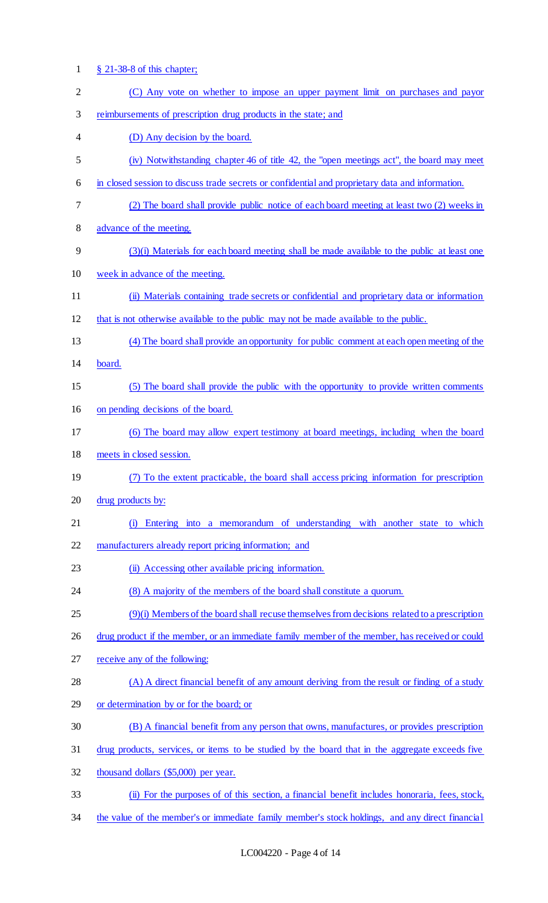§ 21-38-8 of this chapter;

(C) Any vote on whether to impose an upper payment limit on purchases and payor reimbursements of prescription drug products in the state; and

(D) Any decision by the board.

(iv) Notwithstanding chapter 46 of title 42, the "open meetings act", the board may meet in closed session to discuss trade secrets or confidential and proprietary data and information.

(2) The board shall provide public notice of each board meeting at least two (2) weeks in advance of the meeting.

(3)(i) Materials for each board meeting shall be made available to the public at least one week in advance of the meeting.

(ii) Materials containing trade secrets or confidential and proprietary data or information that is not otherwise available to the public may not be made available to the public.

(4) The board shall provide an opportunity for public comment at each open meeting of the board.

(5) The board shall provide the public with the opportunity to provide written comments on pending decisions of the board.

(6) The board may allow expert testimony at board meetings, including when the board meets in closed session.

(7) To the extent practicable, the board shall access pricing information for prescription drug products by:

(i) Entering into a memorandum of understanding with another state to which manufacturers already report pricing information; and

(ii) Accessing other available pricing information.

(8) A majority of the members of the board shall constitute a quorum.

(9)(i) Members of the board shall recuse themselves from decisions related to a prescription drug product if the member, or an immediate family member of the member, has received or could receive any of the following:

(A) A direct financial benefit of any amount deriving from the result or finding of a study or determination by or for the board; or

(B) A financial benefit from any person that owns, manufactures, or provides prescription drug products, services, or items to be studied by the board that in the aggregate exceeds five thousand dollars ($5,000) per year.

(ii) For the purposes of of this section, a financial benefit includes honoraria, fees, stock, the value of the member's or immediate family member's stock holdings, and any direct financial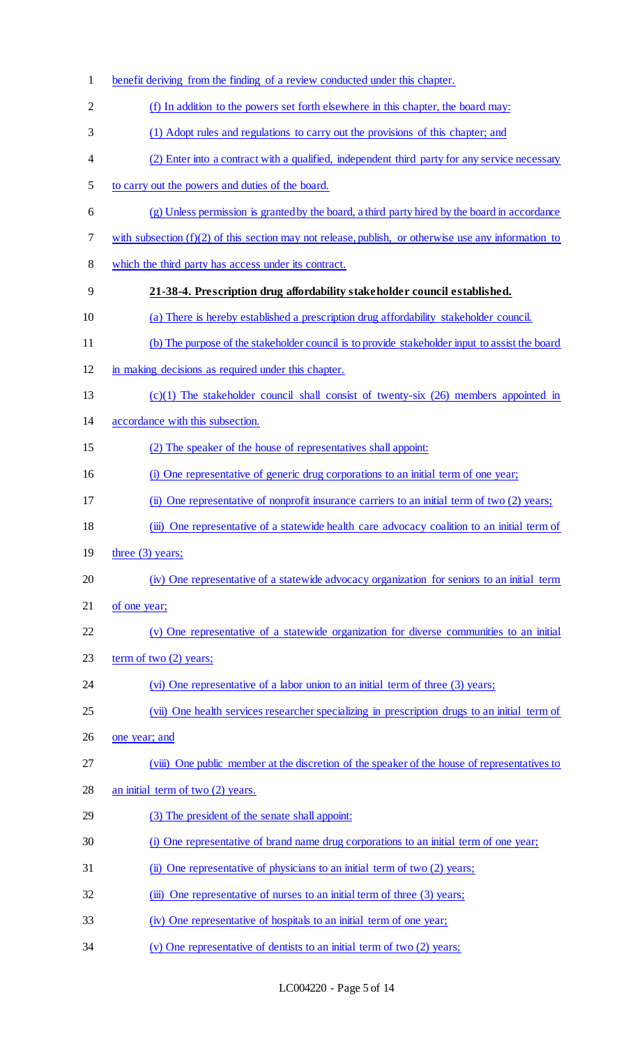benefit deriving from the finding of a review conducted under this chapter.

(f) In addition to the powers set forth elsewhere in this chapter, the board may:

(1) Adopt rules and regulations to carry out the provisions of this chapter; and

(2) Enter into a contract with a qualified, independent third party for any service necessary to carry out the powers and duties of the board.

(g) Unless permission is granted by the board, a third party hired by the board in accordance with subsection (f)(2) of this section may not release, publish, or otherwise use any information to which the third party has access under its contract.

**21-38-4. Prescription drug affordability stakeholder council established.**

(a) There is hereby established a prescription drug affordability stakeholder council.

(b) The purpose of the stakeholder council is to provide stakeholder input to assist the board in making decisions as required under this chapter.

(c)(1) The stakeholder council shall consist of twenty-six (26) members appointed in accordance with this subsection.

(2) The speaker of the house of representatives shall appoint:

(i) One representative of generic drug corporations to an initial term of one year;

(ii) One representative of nonprofit insurance carriers to an initial term of two (2) years;

(iii) One representative of a statewide health care advocacy coalition to an initial term of three (3) years;

(iv) One representative of a statewide advocacy organization for seniors to an initial term of one year;

(v) One representative of a statewide organization for diverse communities to an initial term of two (2) years;

(vi) One representative of a labor union to an initial term of three (3) years;

(vii) One health services researcher specializing in prescription drugs to an initial term of one year; and

(viii) One public member at the discretion of the speaker of the house of representatives to an initial term of two (2) years.

(3) The president of the senate shall appoint:

(i) One representative of brand name drug corporations to an initial term of one year;

(ii) One representative of physicians to an initial term of two (2) years;

(iii) One representative of nurses to an initial term of three (3) years;

(iv) One representative of hospitals to an initial term of one year;

(v) One representative of dentists to an initial term of two (2) years;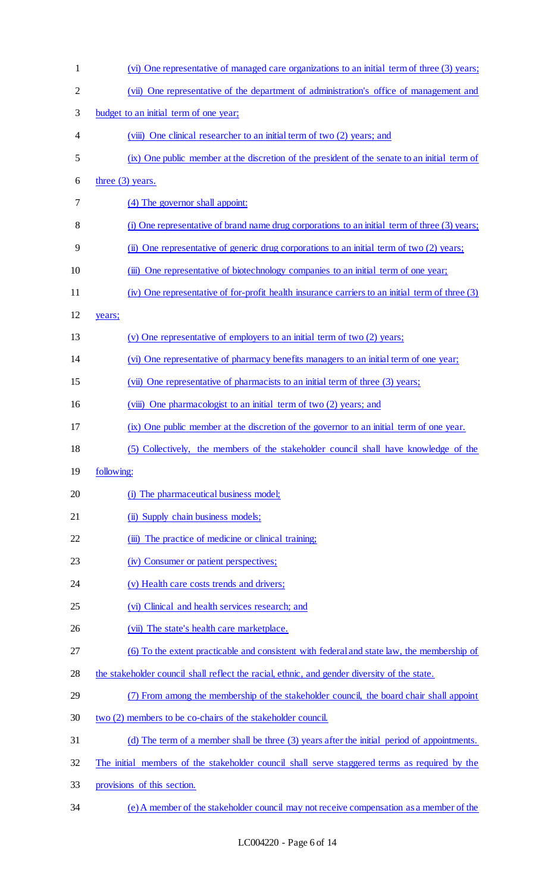(vi) One representative of managed care organizations to an initial term of three (3) years;

(vii) One representative of the department of administration's office of management and budget to an initial term of one year;

(viii) One clinical researcher to an initial term of two (2) years; and

(ix) One public member at the discretion of the president of the senate to an initial term of three (3) years.

(4) The governor shall appoint:

(i) One representative of brand name drug corporations to an initial term of three (3) years;

(ii) One representative of generic drug corporations to an initial term of two (2) years;

(iii) One representative of biotechnology companies to an initial term of one year;

(iv) One representative of for-profit health insurance carriers to an initial term of three (3) years;

(v) One representative of employers to an initial term of two (2) years;

(vi) One representative of pharmacy benefits managers to an initial term of one year;

(vii) One representative of pharmacists to an initial term of three (3) years;

(viii) One pharmacologist to an initial term of two (2) years; and

(ix) One public member at the discretion of the governor to an initial term of one year.

(5) Collectively, the members of the stakeholder council shall have knowledge of the following:

(i) The pharmaceutical business model;

(ii) Supply chain business models;

(iii) The practice of medicine or clinical training;

(iv) Consumer or patient perspectives;

(v) Health care costs trends and drivers;

(vi) Clinical and health services research; and

(vii) The state's health care marketplace.

(6) To the extent practicable and consistent with federal and state law, the membership of the stakeholder council shall reflect the racial, ethnic, and gender diversity of the state.

(7) From among the membership of the stakeholder council, the board chair shall appoint two (2) members to be co-chairs of the stakeholder council.

(d) The term of a member shall be three (3) years after the initial period of appointments. The initial members of the stakeholder council shall serve staggered terms as required by the provisions of this section.

(e) A member of the stakeholder council may not receive compensation as a member of the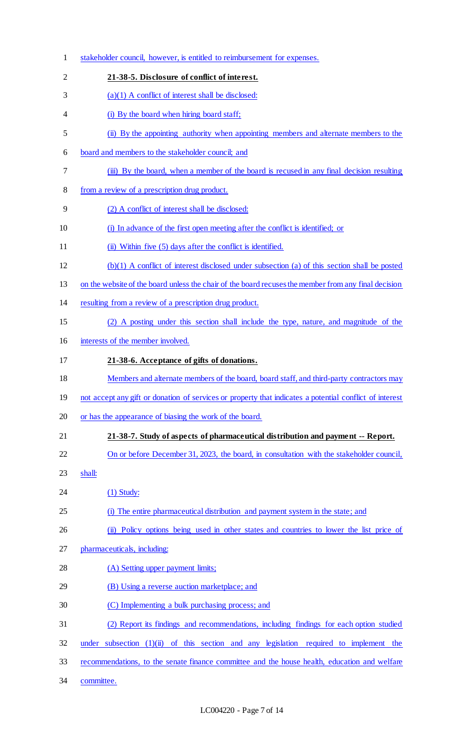stakeholder council, however, is entitled to reimbursement for expenses.

**21-38-5. Disclosure of conflict of interest.**

(a)(1) A conflict of interest shall be disclosed:

(i) By the board when hiring board staff;

(ii) By the appointing authority when appointing members and alternate members to the board and members to the stakeholder council; and

(iii) By the board, when a member of the board is recused in any final decision resulting from a review of a prescription drug product.

(2) A conflict of interest shall be disclosed:

(i) In advance of the first open meeting after the conflict is identified; or

(ii) Within five (5) days after the conflict is identified.

(b)(1) A conflict of interest disclosed under subsection (a) of this section shall be posted on the website of the board unless the chair of the board recuses the member from any final decision resulting from a review of a prescription drug product.

(2) A posting under this section shall include the type, nature, and magnitude of the interests of the member involved.

**21-38-6. Acceptance of gifts of donations.**

Members and alternate members of the board, board staff, and third-party contractors may not accept any gift or donation of services or property that indicates a potential conflict of interest or has the appearance of biasing the work of the board.

**21-38-7. Study of aspects of pharmaceutical distribution and payment -- Report.**

On or before December 31, 2023, the board, in consultation with the stakeholder council, shall:

(1) Study:

(i) The entire pharmaceutical distribution and payment system in the state; and

(ii) Policy options being used in other states and countries to lower the list price of pharmaceuticals, including:

(A) Setting upper payment limits;

(B) Using a reverse auction marketplace; and

(C) Implementing a bulk purchasing process; and

(2) Report its findings and recommendations, including findings for each option studied under subsection (1)(ii) of this section and any legislation required to implement the recommendations, to the senate finance committee and the house health, education and welfare committee.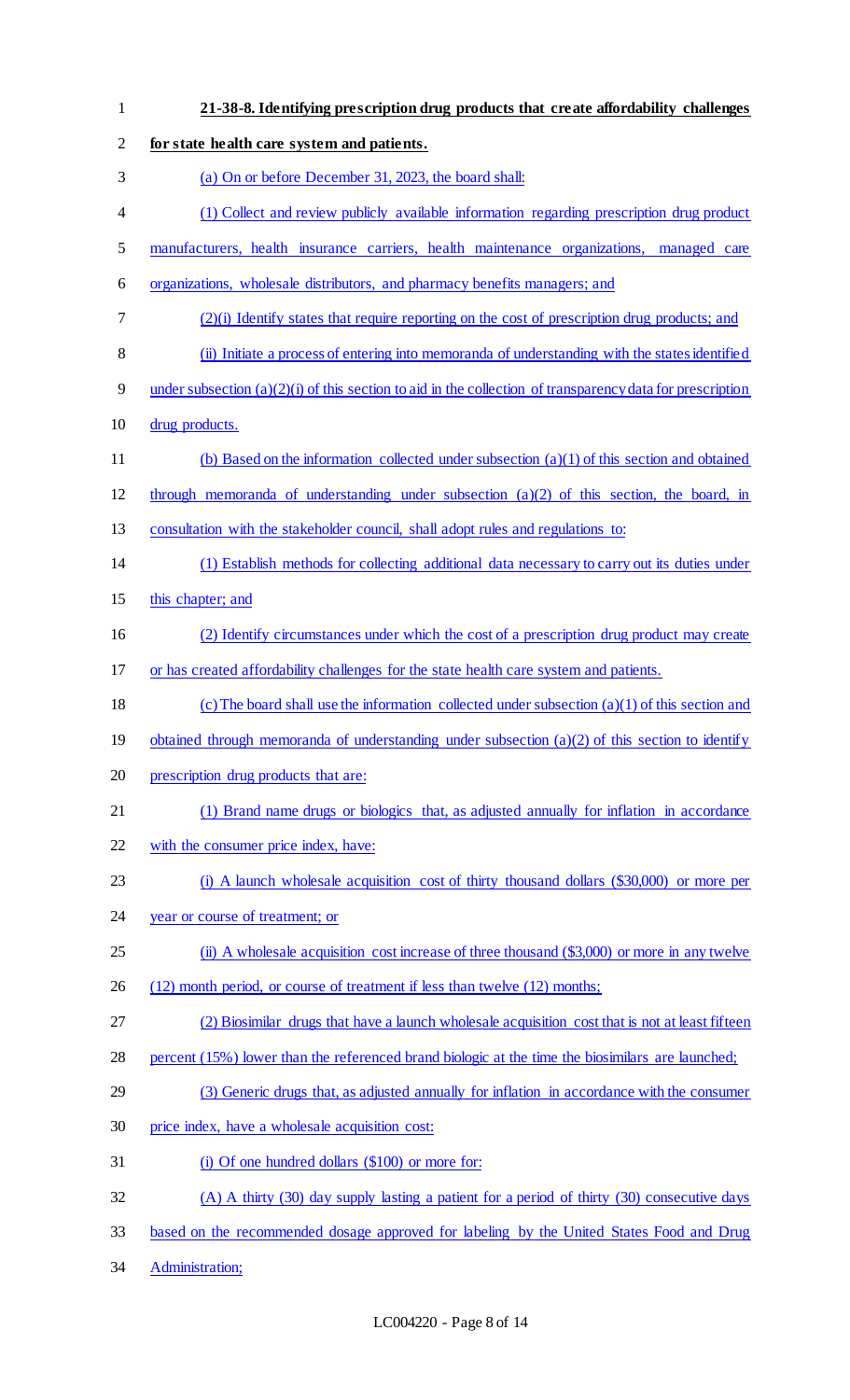**21-38-8. Identifying prescription drug products that create affordability challenges for state health care system and patients.**

(a) On or before December 31, 2023, the board shall:

(1) Collect and review publicly available information regarding prescription drug product manufacturers, health insurance carriers, health maintenance organizations, managed care organizations, wholesale distributors, and pharmacy benefits managers; and

(2)(i) Identify states that require reporting on the cost of prescription drug products; and

(ii) Initiate a process of entering into memoranda of understanding with the states identified under subsection (a)(2)(i) of this section to aid in the collection of transparency data for prescription drug products.

(b) Based on the information collected under subsection (a)(1) of this section and obtained through memoranda of understanding under subsection (a)(2) of this section, the board, in consultation with the stakeholder council, shall adopt rules and regulations to:

(1) Establish methods for collecting additional data necessary to carry out its duties under this chapter; and

(2) Identify circumstances under which the cost of a prescription drug product may create or has created affordability challenges for the state health care system and patients.

(c) The board shall use the information collected under subsection (a)(1) of this section and obtained through memoranda of understanding under subsection (a)(2) of this section to identify prescription drug products that are:

(1) Brand name drugs or biologics that, as adjusted annually for inflation in accordance with the consumer price index, have:

(i) A launch wholesale acquisition cost of thirty thousand dollars ($30,000) or more per year or course of treatment; or

(ii) A wholesale acquisition cost increase of three thousand ($3,000) or more in any twelve (12) month period, or course of treatment if less than twelve (12) months;

(2) Biosimilar drugs that have a launch wholesale acquisition cost that is not at least fifteen percent (15%) lower than the referenced brand biologic at the time the biosimilars are launched;

(3) Generic drugs that, as adjusted annually for inflation in accordance with the consumer price index, have a wholesale acquisition cost:

(i) Of one hundred dollars ($100) or more for:

(A) A thirty (30) day supply lasting a patient for a period of thirty (30) consecutive days based on the recommended dosage approved for labeling by the United States Food and Drug Administration;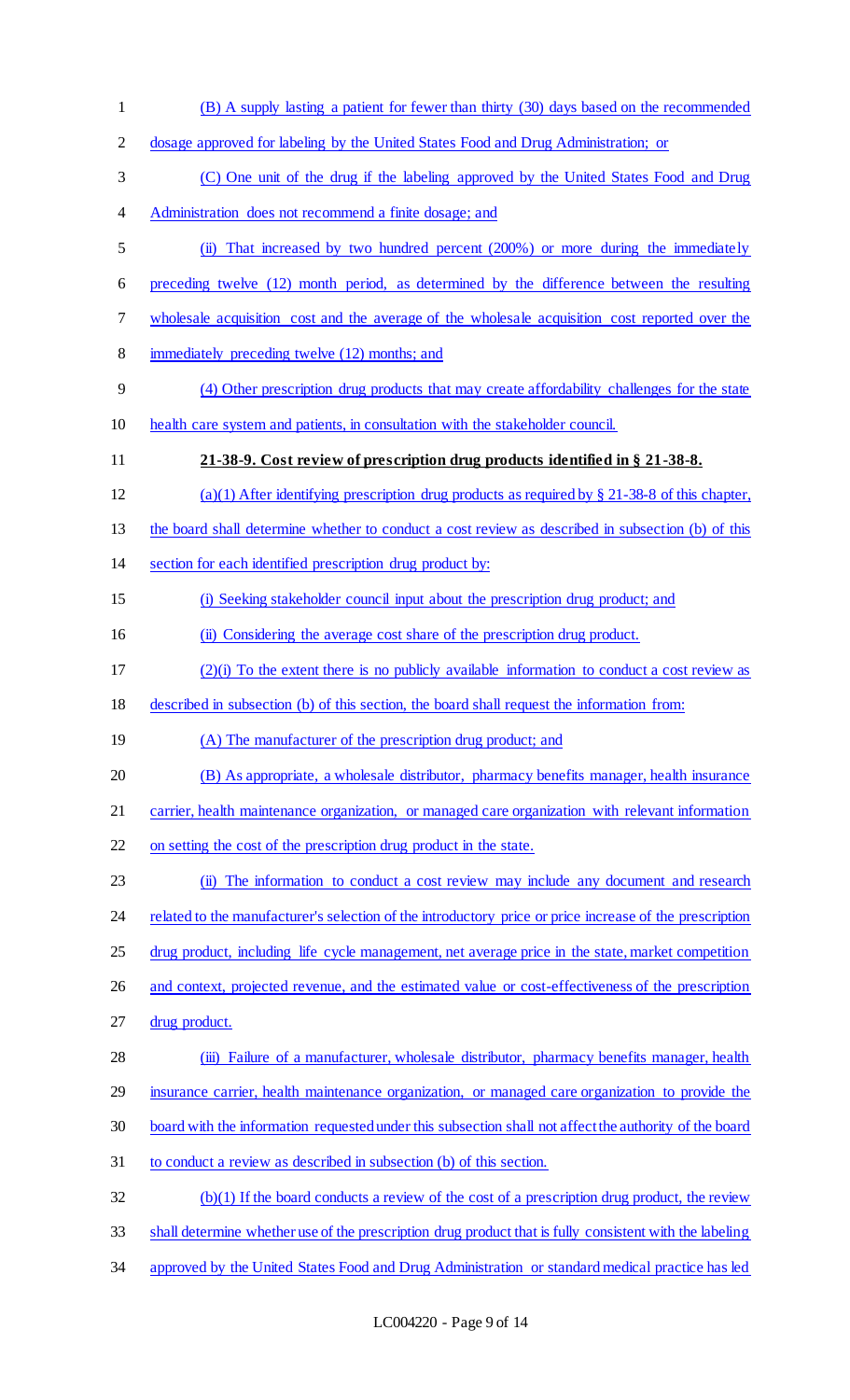(B) A supply lasting a patient for fewer than thirty (30) days based on the recommended dosage approved for labeling by the United States Food and Drug Administration; or

(C) One unit of the drug if the labeling approved by the United States Food and Drug Administration does not recommend a finite dosage; and

(ii) That increased by two hundred percent (200%) or more during the immediately preceding twelve (12) month period, as determined by the difference between the resulting wholesale acquisition cost and the average of the wholesale acquisition cost reported over the immediately preceding twelve (12) months; and

(4) Other prescription drug products that may create affordability challenges for the state health care system and patients, in consultation with the stakeholder council.

**21-38-9. Cost review of prescription drug products identified in § 21-38-8.**

(a)(1) After identifying prescription drug products as required by § 21-38-8 of this chapter, the board shall determine whether to conduct a cost review as described in subsection (b) of this section for each identified prescription drug product by:

(i) Seeking stakeholder council input about the prescription drug product; and

(ii) Considering the average cost share of the prescription drug product.

(2)(i) To the extent there is no publicly available information to conduct a cost review as described in subsection (b) of this section, the board shall request the information from:

(A) The manufacturer of the prescription drug product; and

(B) As appropriate, a wholesale distributor, pharmacy benefits manager, health insurance carrier, health maintenance organization, or managed care organization with relevant information on setting the cost of the prescription drug product in the state.

(ii) The information to conduct a cost review may include any document and research related to the manufacturer's selection of the introductory price or price increase of the prescription drug product, including life cycle management, net average price in the state, market competition and context, projected revenue, and the estimated value or cost-effectiveness of the prescription drug product.

(iii) Failure of a manufacturer, wholesale distributor, pharmacy benefits manager, health insurance carrier, health maintenance organization, or managed care organization to provide the board with the information requested under this subsection shall not affect the authority of the board to conduct a review as described in subsection (b) of this section.

(b)(1) If the board conducts a review of the cost of a prescription drug product, the review shall determine whether use of the prescription drug product that is fully consistent with the labeling approved by the United States Food and Drug Administration or standard medical practice has led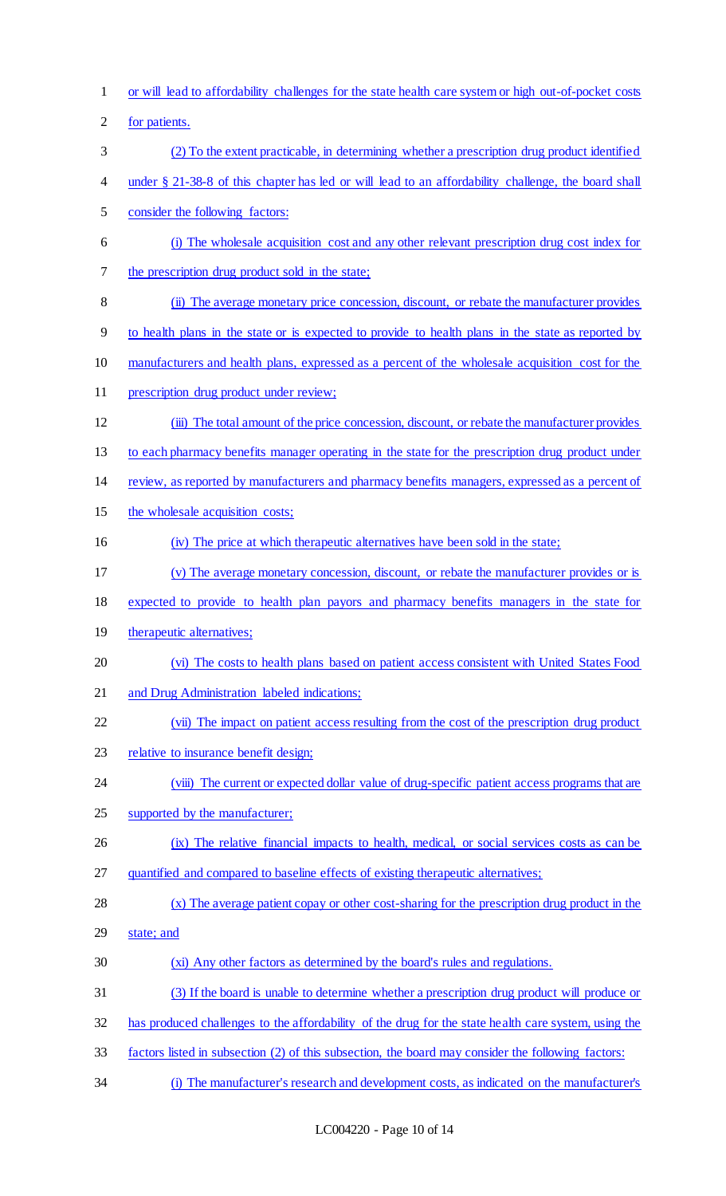or will lead to affordability challenges for the state health care system or high out-of-pocket costs for patients.

(2) To the extent practicable, in determining whether a prescription drug product identified under § 21-38-8 of this chapter has led or will lead to an affordability challenge, the board shall consider the following factors:

(i) The wholesale acquisition cost and any other relevant prescription drug cost index for the prescription drug product sold in the state;

(ii) The average monetary price concession, discount, or rebate the manufacturer provides to health plans in the state or is expected to provide to health plans in the state as reported by manufacturers and health plans, expressed as a percent of the wholesale acquisition cost for the prescription drug product under review;

(iii) The total amount of the price concession, discount, or rebate the manufacturer provides to each pharmacy benefits manager operating in the state for the prescription drug product under review, as reported by manufacturers and pharmacy benefits managers, expressed as a percent of the wholesale acquisition costs;

(iv) The price at which therapeutic alternatives have been sold in the state;

(v) The average monetary concession, discount, or rebate the manufacturer provides or is expected to provide to health plan payors and pharmacy benefits managers in the state for therapeutic alternatives;

(vi) The costs to health plans based on patient access consistent with United States Food and Drug Administration labeled indications;

(vii) The impact on patient access resulting from the cost of the prescription drug product relative to insurance benefit design;

(viii) The current or expected dollar value of drug-specific patient access programs that are supported by the manufacturer;

(ix) The relative financial impacts to health, medical, or social services costs as can be quantified and compared to baseline effects of existing therapeutic alternatives;

(x) The average patient copay or other cost-sharing for the prescription drug product in the state; and

(xi) Any other factors as determined by the board's rules and regulations.

(3) If the board is unable to determine whether a prescription drug product will produce or has produced challenges to the affordability of the drug for the state health care system, using the factors listed in subsection (2) of this subsection, the board may consider the following factors:

(i) The manufacturer's research and development costs, as indicated on the manufacturer's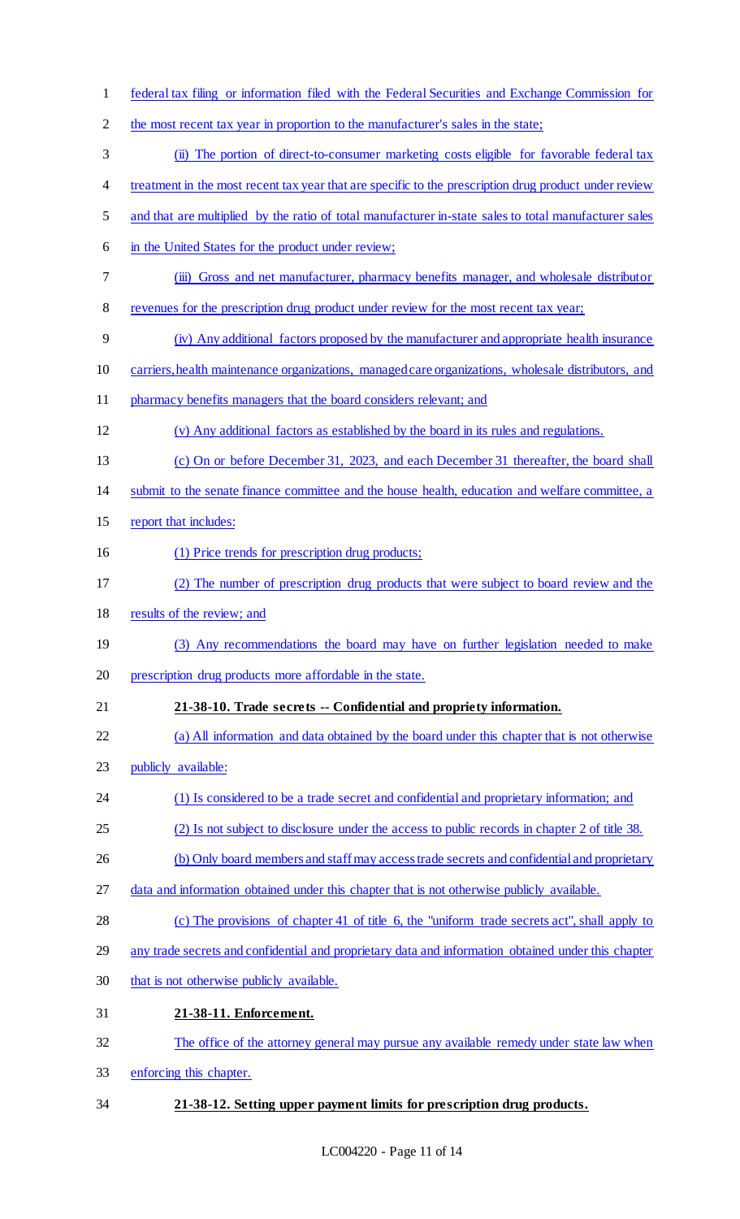federal tax filing or information filed with the Federal Securities and Exchange Commission for the most recent tax year in proportion to the manufacturer's sales in the state;

(ii) The portion of direct-to-consumer marketing costs eligible for favorable federal tax treatment in the most recent tax year that are specific to the prescription drug product under review and that are multiplied by the ratio of total manufacturer in-state sales to total manufacturer sales in the United States for the product under review;

(iii) Gross and net manufacturer, pharmacy benefits manager, and wholesale distributor revenues for the prescription drug product under review for the most recent tax year;

(iv) Any additional factors proposed by the manufacturer and appropriate health insurance carriers, health maintenance organizations, managed care organizations, wholesale distributors, and pharmacy benefits managers that the board considers relevant; and

(v) Any additional factors as established by the board in its rules and regulations.

(c) On or before December 31, 2023, and each December 31 thereafter, the board shall submit to the senate finance committee and the house health, education and welfare committee, a report that includes:

(1) Price trends for prescription drug products;

(2) The number of prescription drug products that were subject to board review and the results of the review; and

(3) Any recommendations the board may have on further legislation needed to make prescription drug products more affordable in the state.

**21-38-10. Trade secrets -- Confidential and propriety information.**

(a) All information and data obtained by the board under this chapter that is not otherwise publicly available:

(1) Is considered to be a trade secret and confidential and proprietary information; and

(2) Is not subject to disclosure under the access to public records in chapter 2 of title 38.

(b) Only board members and staff may access trade secrets and confidential and proprietary data and information obtained under this chapter that is not otherwise publicly available.

(c) The provisions of chapter 41 of title 6, the "uniform trade secrets act", shall apply to any trade secrets and confidential and proprietary data and information obtained under this chapter that is not otherwise publicly available.

**21-38-11. Enforcement.**

The office of the attorney general may pursue any available remedy under state law when enforcing this chapter.

**21-38-12. Setting upper payment limits for prescription drug products.**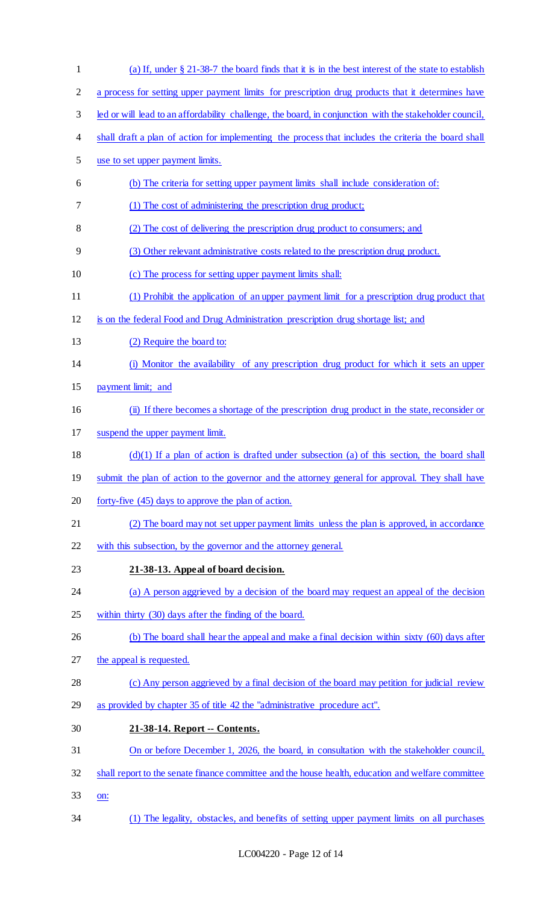(a) If, under § 21-38-7 the board finds that it is in the best interest of the state to establish a process for setting upper payment limits for prescription drug products that it determines have led or will lead to an affordability challenge, the board, in conjunction with the stakeholder council, shall draft a plan of action for implementing the process that includes the criteria the board shall use to set upper payment limits.

(b) The criteria for setting upper payment limits shall include consideration of:

(1) The cost of administering the prescription drug product;

(2) The cost of delivering the prescription drug product to consumers; and

(3) Other relevant administrative costs related to the prescription drug product.

(c) The process for setting upper payment limits shall:

(1) Prohibit the application of an upper payment limit for a prescription drug product that is on the federal Food and Drug Administration prescription drug shortage list; and

(2) Require the board to:

(i) Monitor the availability of any prescription drug product for which it sets an upper payment limit; and

(ii) If there becomes a shortage of the prescription drug product in the state, reconsider or suspend the upper payment limit.

(d)(1) If a plan of action is drafted under subsection (a) of this section, the board shall submit the plan of action to the governor and the attorney general for approval. They shall have forty-five (45) days to approve the plan of action.

(2) The board may not set upper payment limits unless the plan is approved, in accordance with this subsection, by the governor and the attorney general.

**21-38-13. Appeal of board decision.**

(a) A person aggrieved by a decision of the board may request an appeal of the decision within thirty (30) days after the finding of the board.

(b) The board shall hear the appeal and make a final decision within sixty (60) days after the appeal is requested.

(c) Any person aggrieved by a final decision of the board may petition for judicial review as provided by chapter 35 of title 42 the "administrative procedure act".

**21-38-14. Report -- Contents.**

On or before December 1, 2026, the board, in consultation with the stakeholder council, shall report to the senate finance committee and the house health, education and welfare committee on:

(1) The legality, obstacles, and benefits of setting upper payment limits on all purchases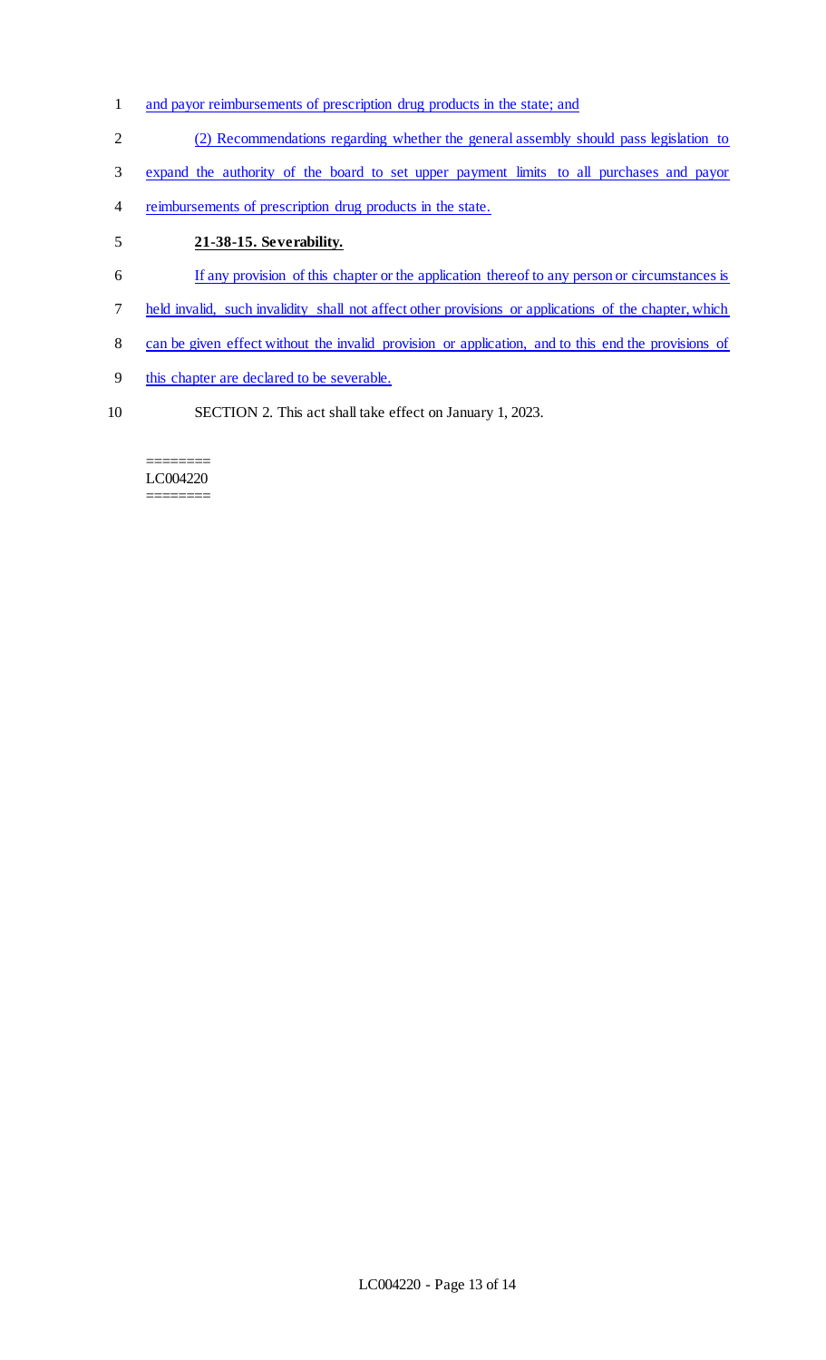and payor reimbursements of prescription drug products in the state; and

(2) Recommendations regarding whether the general assembly should pass legislation to expand the authority of the board to set upper payment limits to all purchases and payor reimbursements of prescription drug products in the state.

**21-38-15. Severability.**

If any provision of this chapter or the application thereof to any person or circumstances is held invalid, such invalidity shall not affect other provisions or applications of the chapter, which can be given effect without the invalid provision or application, and to this end the provisions of this chapter are declared to be severable.

SECTION 2. This act shall take effect on January 1, 2023.

========
LC004220
========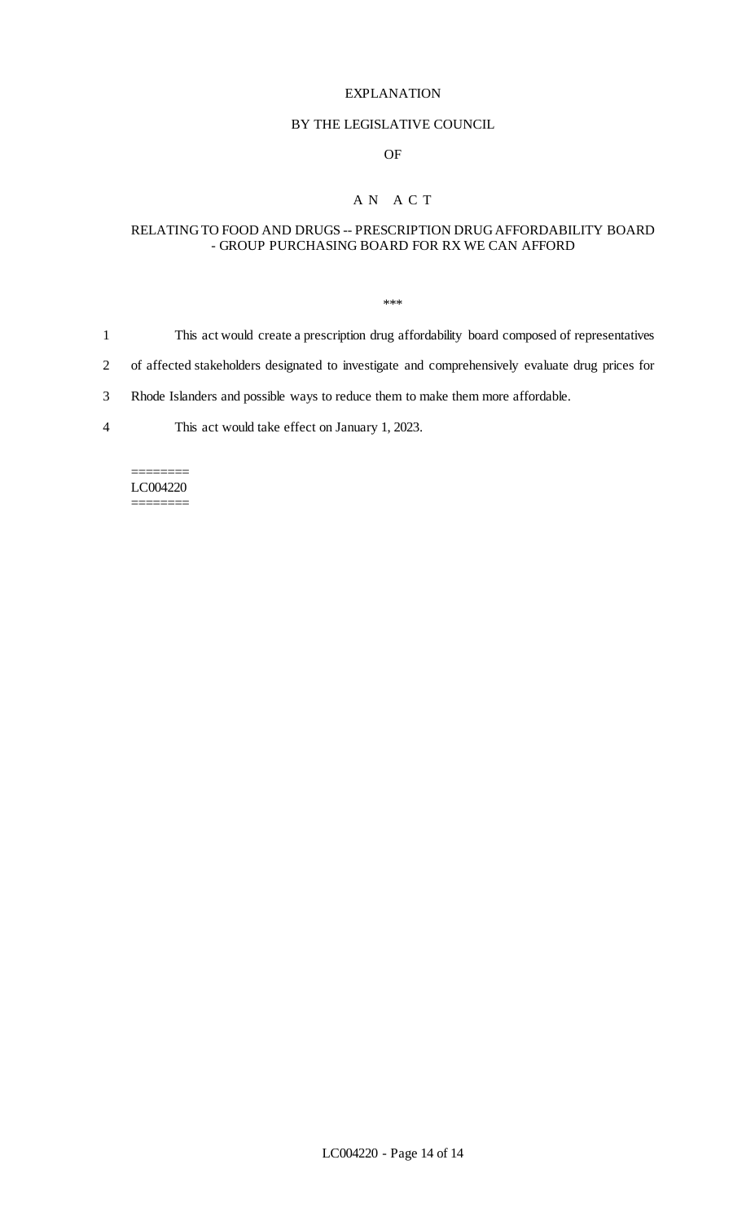EXPLANATION

BY THE LEGISLATIVE COUNCIL

OF

# A N A C T

RELATING TO FOOD AND DRUGS -- PRESCRIPTION DRUG AFFORDABILITY BOARD - GROUP PURCHASING BOARD FOR RX WE CAN AFFORD

\*\*\*

1 This act would create a prescription drug affordability board composed of representatives
2 of affected stakeholders designated to investigate and comprehensively evaluate drug prices for
3 Rhode Islanders and possible ways to reduce them to make them more affordable.
4 This act would take effect on January 1, 2023.

========
LC004220
========